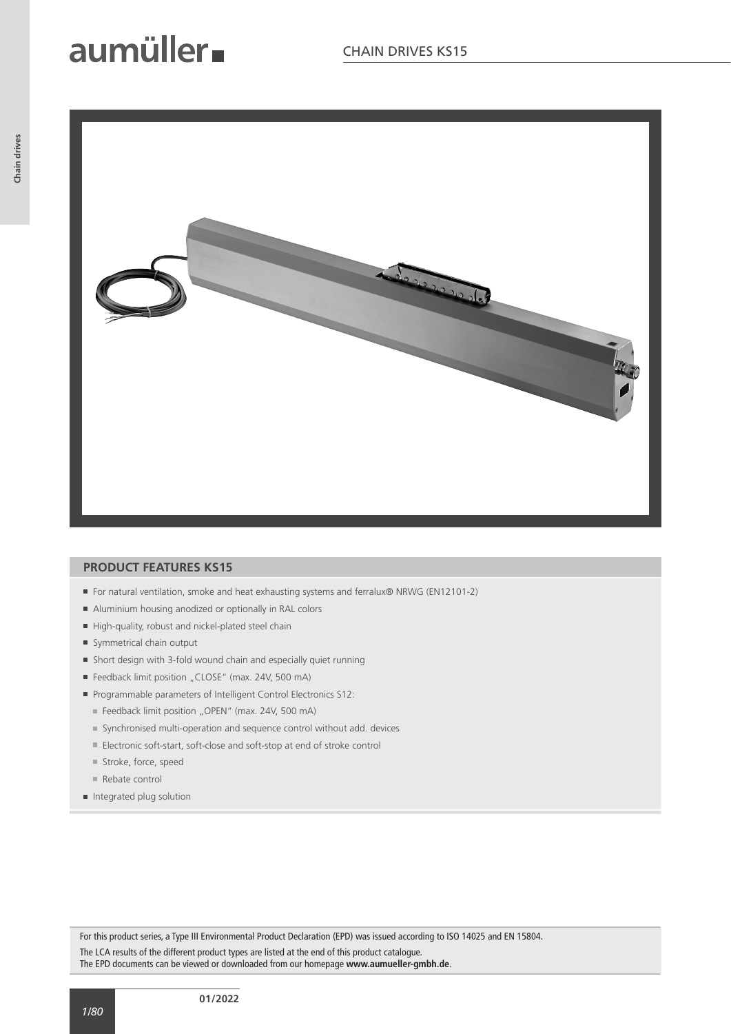# aumüller

## CHAIN DRIVES KS15

### PRODUCT FEATURES KS15

- For natural ventilation, smoke and heat exhausting systems and ferralux® NRWG (EN12101-2)
- Aluminium housing anodized or optionally in RAL colors
- High-quality, robust and nickel-plated steel chain
- Symmetrical chain output
- Short design with 3-fold wound chain and especially quiet running
- Feedback limit position „CLOSE" (max. 24V, 500 mA)
- Programmable parameters of Intelligent Control Electronics S12:
  - Feedback limit position „OPEN" (max. 24V, 500 mA)
  - Synchronised multi-operation and sequence control without add. devices
  - Electronic soft-start, soft-close and soft-stop at end of stroke control
  - Stroke, force, speed
  - Rebate control
- Integrated plug solution

For this product series, a Type III Environmental Product Declaration (EPD) was issued according to ISO 14025 and EN 15804.
The LCA results of the different product types are listed at the end of this product catalogue.
The EPD documents can be viewed or downloaded from our homepage **www.aumueller-gmbh.de**.

01/2022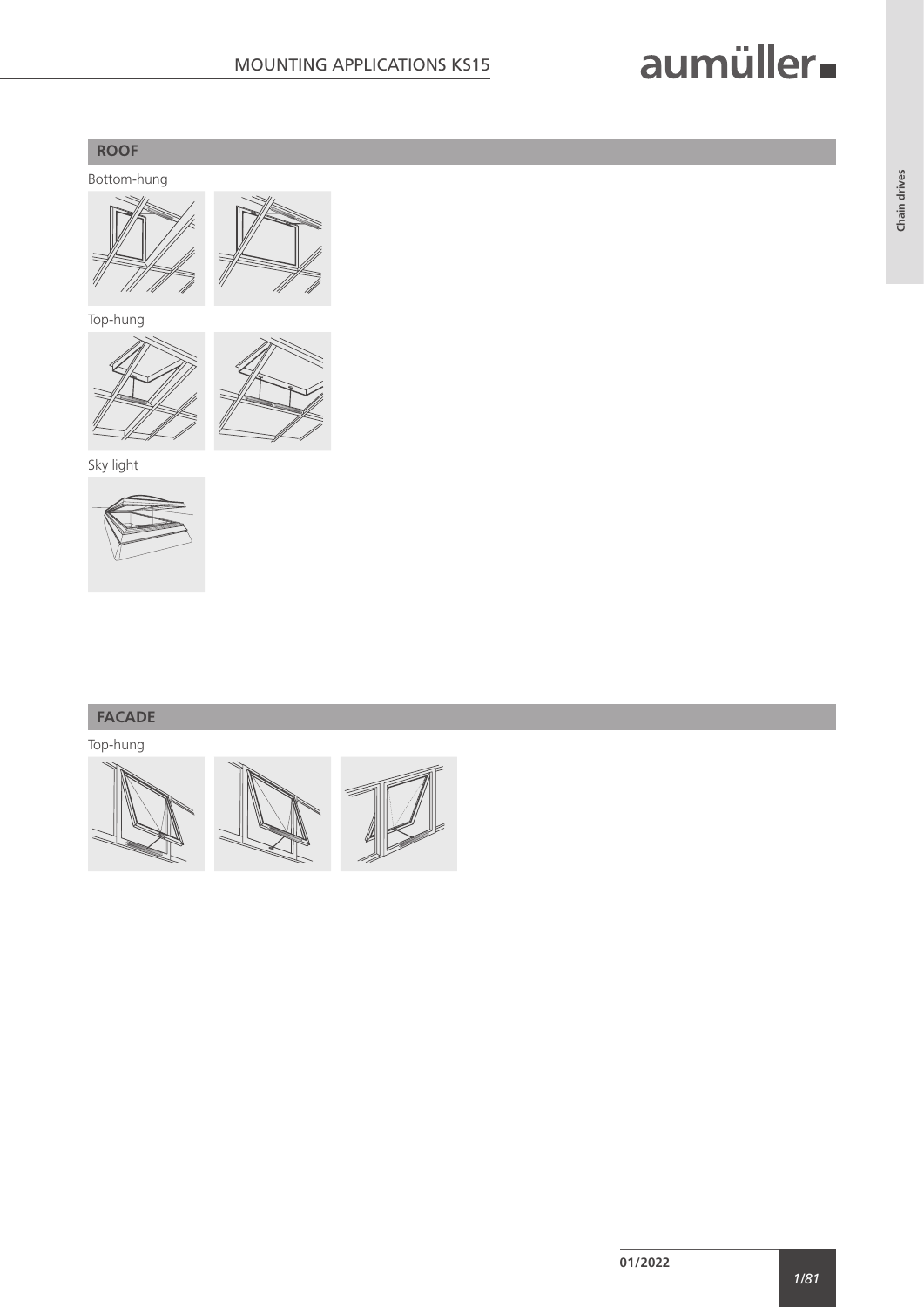# MOUNTING APPLICATIONS KS15

## ROOF

Bottom-hung

Top-hung

Sky light

## FACADE

Top-hung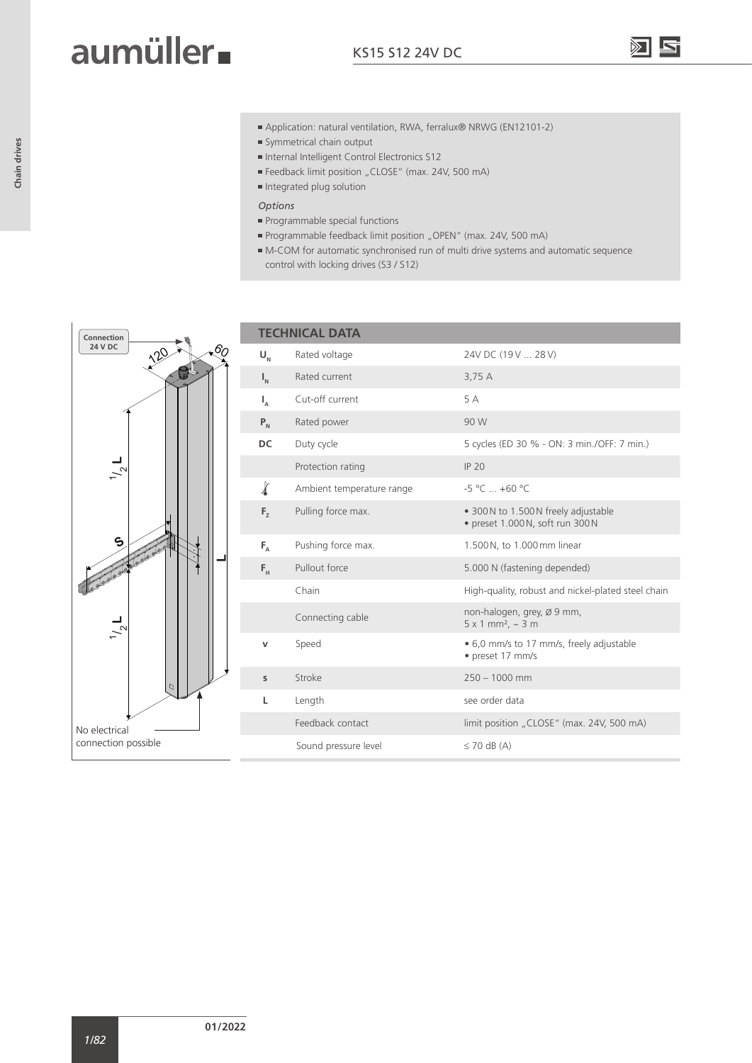# KS15 S12 24V DC

- Application: natural ventilation, RWA, ferralux® NRWG (EN12101-2)
- Symmetrical chain output
- Internal Intelligent Control Electronics S12
- Feedback limit position „CLOSE“ (max. 24V, 500 mA)
- Integrated plug solution

*Options*

- Programmable special functions
- Programmable feedback limit position „OPEN“ (max. 24V, 500 mA)
- M-COM for automatic synchronised run of multi drive systems and automatic sequence control with locking drives (S3 / S12)

Connection 24 V DC

120

60

1/2 L

S

L

1/2 L

No electrical connection possible

## TECHNICAL DATA

| | | |
|---|---|---|
| $U_N$ | Rated voltage | 24V DC (19 V ... 28 V) |
| $I_N$ | Rated current | 3,75 A |
| $I_A$ | Cut-off current | 5 A |
| $P_N$ | Rated power | 90 W |
| DC | Duty cycle | 5 cycles (ED 30 % - ON: 3 min./OFF: 7 min.) |
| | Protection rating | IP 20 |
| | Ambient temperature range | -5 °C ... +60 °C |
| $F_Z$ | Pulling force max. | • 300 N to 1.500 N freely adjustable<br>• preset 1.000 N, soft run 300 N |
| $F_A$ | Pushing force max. | 1.500 N, to 1.000 mm linear |
| $F_H$ | Pullout force | 5.000 N (fastening depended) |
| | Chain | High-quality, robust and nickel-plated steel chain |
| | Connecting cable | non-halogen, grey, Ø 9 mm,<br>5 x 1 mm², ~ 3 m |
| v | Speed | • 6,0 mm/s to 17 mm/s, freely adjustable<br>• preset 17 mm/s |
| s | Stroke | 250 – 1000 mm |
| L | Length | see order data |
| | Feedback contact | limit position „CLOSE“ (max. 24V, 500 mA) |
| | Sound pressure level | ≤ 70 dB (A) |

01/2022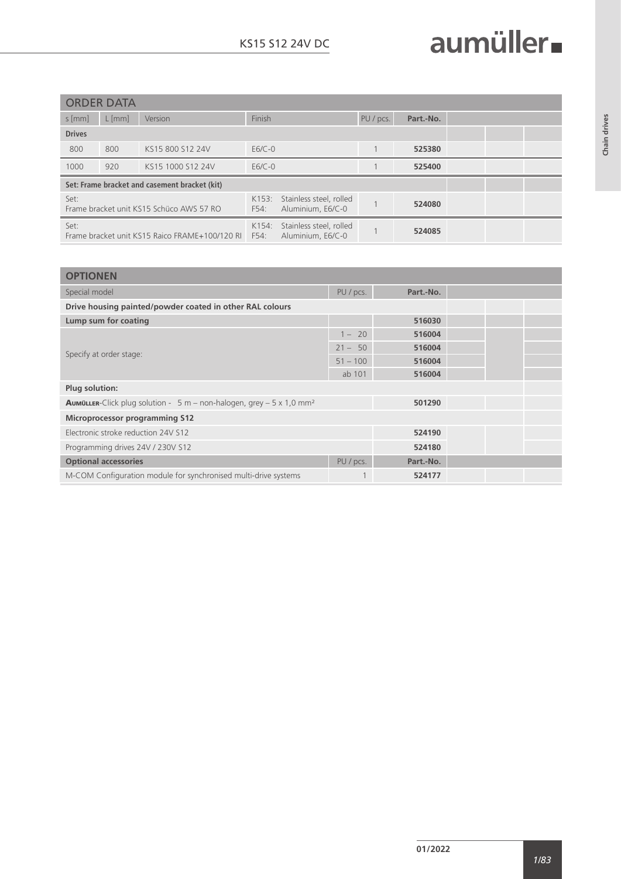## ORDER DATA

| s [mm] | L [mm] | Version | Finish | PU / pcs. | Part.-No. | | | |
|---|---|---|---|---|---|---|---|---|
| **Drives** | | | | | | | | |
| 800 | 800 | KS15 800 S12 24V | E6/C-0 | 1 | **525380** | | | |
| 1000 | 920 | KS15 1000 S12 24V | E6/C-0 | 1 | **525400** | | | |
| **Set: Frame bracket and casement bracket (kit)** | | | | | | | | |
| Set: Frame bracket unit KS15 Schüco AWS 57 RO | | | K153: Stainless steel, rolled F54: Aluminium, E6/C-0 | 1 | **524080** | | | |
| Set: Frame bracket unit KS15 Raico FRAME+100/120 RI | | | K154: Stainless steel, rolled F54: Aluminium, E6/C-0 | 1 | **524085** | | | |

## OPTIONEN

| Special model | PU / pcs. | Part.-No. | | | |
|---|---|---|---|---|---|
| **Drive housing painted/powder coated in other RAL colours** | | | | | |
| **Lump sum for coating** | | **516030** | | | |
| Specify at order stage: | 1 – 20 | **516004** | | | |
| | 21 – 50 | **516004** | | | |
| | 51 – 100 | **516004** | | | |
| | ab 101 | **516004** | | | |
| **Plug solution:** | | | | | |
| **AUMÜLLER**-Click plug solution - 5 m – non-halogen, grey – 5 x 1,0 mm² | | **501290** | | | |
| **Microprocessor programming S12** | | | | | |
| Electronic stroke reduction 24V S12 | | **524190** | | | |
| Programming drives 24V / 230V S12 | | **524180** | | | |
| **Optional accessories** | **PU / pcs.** | **Part.-No.** | | | |
| M-COM Configuration module for synchronised multi-drive systems | 1 | **524177** | | | |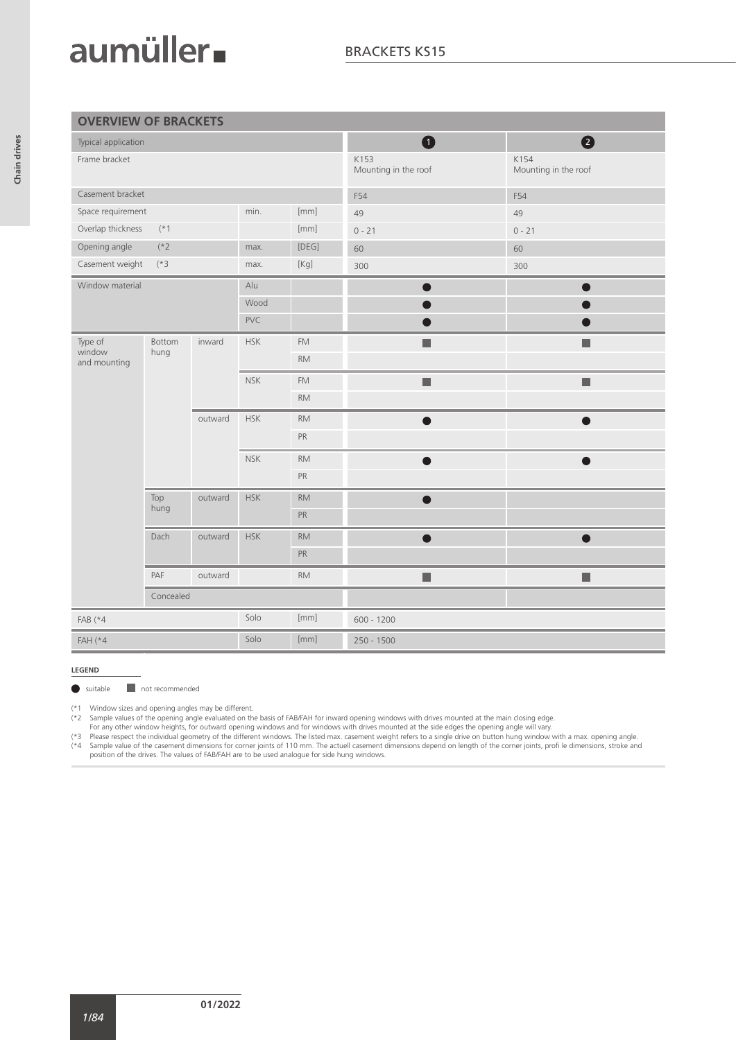## BRACKETS KS15

### OVERVIEW OF BRACKETS

| | | | | | 1 | 2 |
|---|---|---|---|---|---|---|
| Typical application | | | | | 1 | 2 |
| Frame bracket | | | | | K153 Mounting in the roof | K154 Mounting in the roof |
| Casement bracket | | | | | F54 | F54 |
| Space requirement | | | min. | [mm] | 49 | 49 |
| Overlap thickness (*1 | | | | [mm] | 0 - 21 | 0 - 21 |
| Opening angle (*2 | | | max. | [DEG] | 60 | 60 |
| Casement weight (*3 | | | max. | [Kg] | 300 | 300 |
| Window material | | | Alu | | ● | ● |
| | | | Wood | | ● | ● |
| | | | PVC | | ● | ● |
| Type of window and mounting | Bottom hung | inward | HSK | FM | ■ | ■ |
| | | | | RM | | |
| | | | NSK | FM | ■ | ■ |
| | | | | RM | | |
| | | outward | HSK | RM | ● | ● |
| | | | | PR | | |
| | | | NSK | RM | ● | ● |
| | | | | PR | | |
| | Top hung | outward | HSK | RM | ● | |
| | | | | PR | | |
| | Dach | outward | HSK | RM | ● | ● |
| | | | | PR | | |
| | PAF | outward | | RM | ■ | ■ |
| | Concealed | | | | | |
| FAB (*4 | | | Solo | [mm] | 600 - 1200 | |
| FAH (*4 | | | Solo | [mm] | 250 - 1500 | |

**LEGEND**

● suitable ■ not recommended

(*1 Window sizes and opening angles may be different.
(*2 Sample values of the opening angle evaluated on the basis of FAB/FAH for inward opening windows with drives mounted at the main closing edge.
For any other window heights, for outward opening windows and for windows with drives mounted at the side edges the opening angle will vary.
(*3 Please respect the individual geometry of the different windows. The listed max. casement weight refers to a single drive on button hung window with a max. opening angle.
(*4 Sample value of the casement dimensions for corner joints of 110 mm. The actuell casement dimensions depend on length of the corner joints, profi le dimensions, stroke and position of the drives. The values of FAB/FAH are to be used analogue for side hung windows.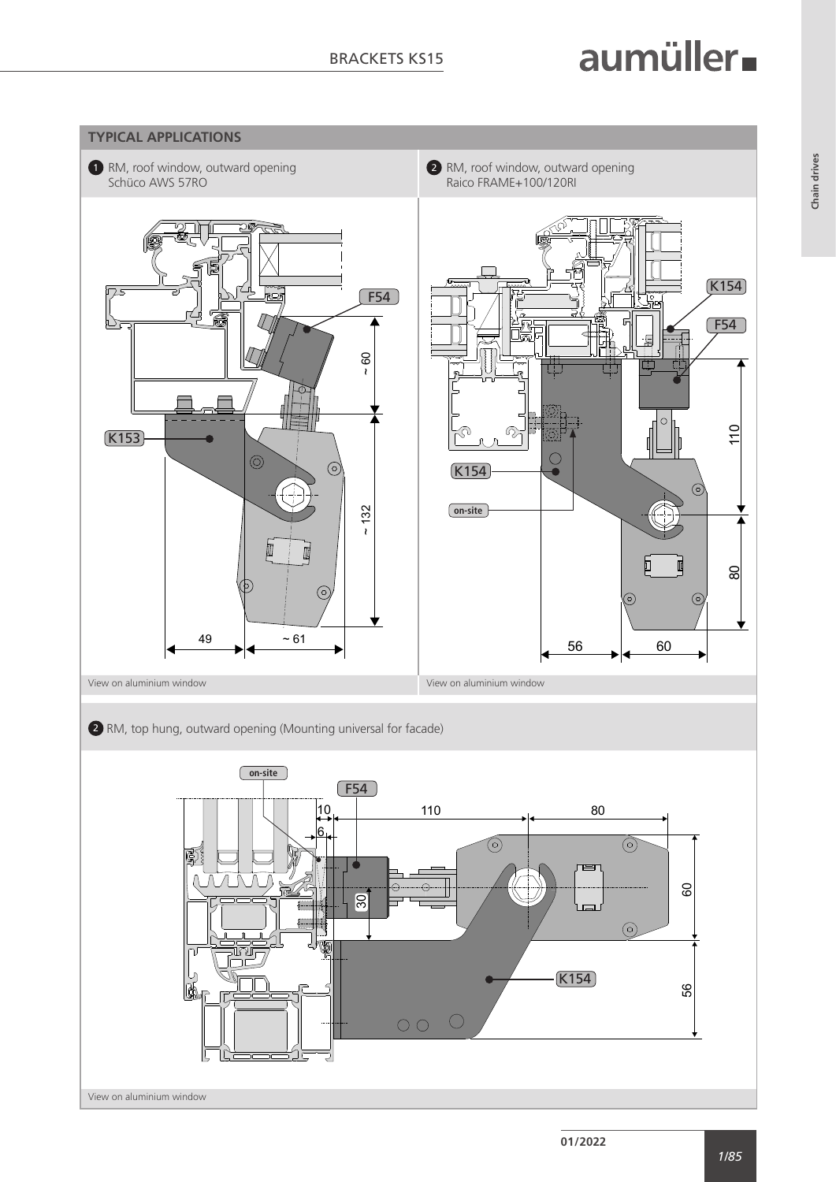## TYPICAL APPLICATIONS

**1** RM, roof window, outward opening
Schüco AWS 57RO

F54

~ 60

K153

~ 132

49 ~ 61

View on aluminium window

**2** RM, roof window, outward opening
Raico FRAME+100/120RI

K154

F54

110

K154

on-site

80

56 60

View on aluminium window

**2** RM, top hung, outward opening (Mounting universal for facade)

on-site

F54

10 110 80

6

30

60

K154

56

View on aluminium window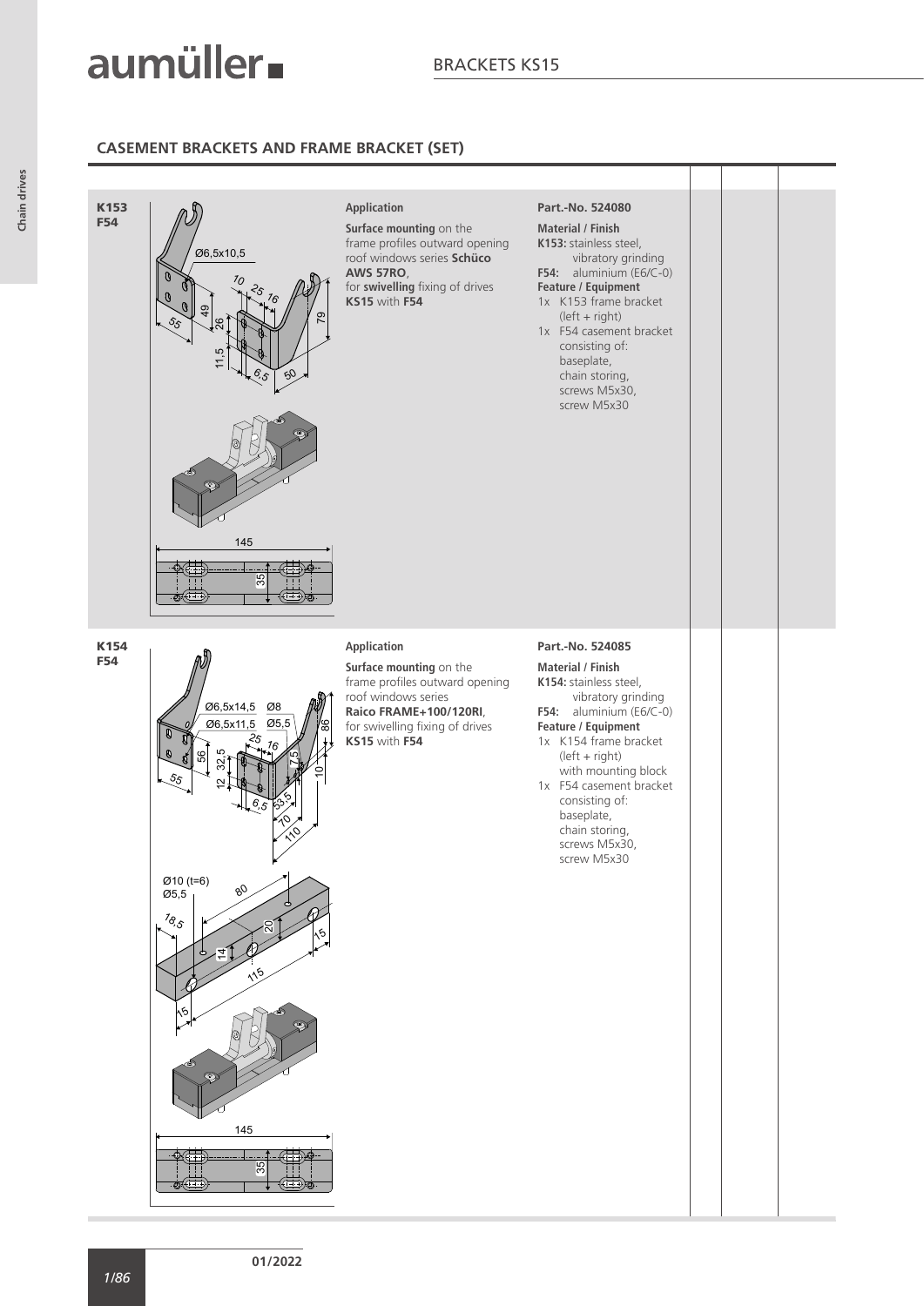## CASEMENT BRACKETS AND FRAME BRACKET (SET)

**K153**
**F54**

Ø6,5x10,5
10
25
16
55
49
26
79
11,5
6,5
50
145
35

**Application**

**Surface mounting** on the frame profiles outward opening roof windows series **Schüco AWS 57RO**, for **swivelling** fixing of drives **KS15** with **F54**

**Part.-No. 524080**

**Material / Finish**
**K153:** stainless steel, vibratory grinding
**F54:** aluminium (E6/C-0)

**Feature / Equipment**
- 1x K153 frame bracket (left + right)
- 1x F54 casement bracket consisting of: baseplate, chain storing, screws M5x30, screw M5x30

**K154**
**F54**

Ø6,5x14,5
Ø8
Ø6,5x11,5
Ø5,5
25
16
86
7,5
56
32,5
12
10
55
6,5
53,5
70
110
Ø10 (t=6)
Ø5,5
80
18,5
20
14
15
115
15
145
35

**Application**

**Surface mounting** on the frame profiles outward opening roof windows series **Raico FRAME+100/120RI**, for swivelling fixing of drives **KS15** with **F54**

**Part.-No. 524085**

**Material / Finish**
**K154:** stainless steel, vibratory grinding
**F54:** aluminium (E6/C-0)

**Feature / Equipment**
- 1x K154 frame bracket (left + right) with mounting block
- 1x F54 casement bracket consisting of: baseplate, chain storing, screws M5x30, screw M5x30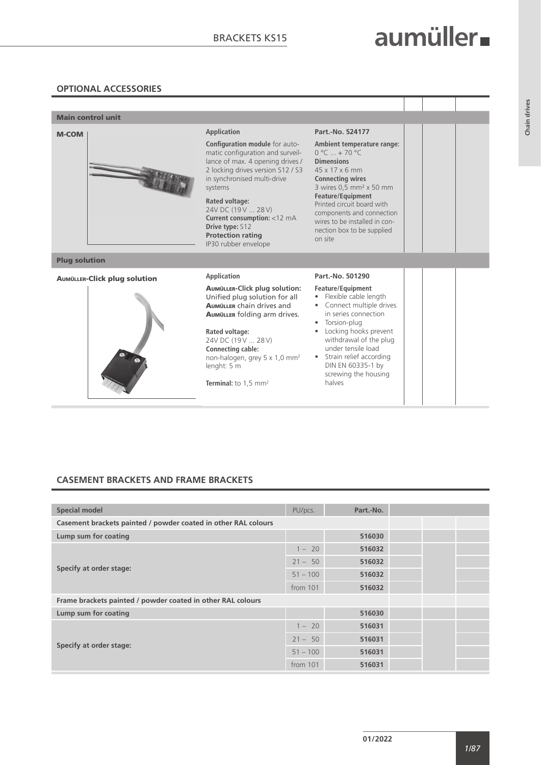## OPTIONAL ACCESSORIES

### Main control unit

**M-COM**

**Application**

**Configuration module** for automatic configuration and surveillance of max. 4 opening drives / 2 locking drives version S12 / S3 in synchronised multi-drive systems

**Rated voltage:**
24V DC (19V … 28V)
**Current consumption:** <12 mA
**Drive type:** S12
**Protection rating**
IP30 rubber envelope

**Part.-No. 524177**

**Ambient temperature range:**
0 °C … + 70 °C
**Dimensions**
45 x 17 x 6 mm
**Connecting wires**
3 wires 0,5 mm² x 50 mm
**Feature/Equipment**
Printed circuit board with components and connection wires to be installed in connection box to be supplied on site

### Plug solution

**Aumüller-Click plug solution**

**Application**

**Aumüller-Click plug solution:** Unified plug solution for all **Aumüller** chain drives and **Aumüller** folding arm drives.

**Rated voltage:**
24V DC (19V … 28V)
**Connecting cable:**
non-halogen, grey 5 x 1,0 mm²
lenght: 5 m

**Terminal:** to 1,5 mm²

**Part.-No. 501290**

**Feature/Equipment**
- Flexible cable length
- Connect multiple drives in series connection
- Torsion-plug
- Locking hooks prevent withdrawal of the plug under tensile load
- Strain relief according DIN EN 60335-1 by screwing the housing halves

## CASEMENT BRACKETS AND FRAME BRACKETS

| Special model | PU/pcs. | Part.-No. |
|---|---|---|
| **Casement brackets painted / powder coated in other RAL colours** | | |
| **Lump sum for coating** | | **516030** |
| **Specify at order stage:** | 1 – 20 | **516032** |
| | 21 – 50 | **516032** |
| | 51 – 100 | **516032** |
| | from 101 | **516032** |
| **Frame brackets painted / powder coated in other RAL colours** | | |
| **Lump sum for coating** | | **516030** |
| **Specify at order stage:** | 1 – 20 | **516031** |
| | 21 – 50 | **516031** |
| | 51 – 100 | **516031** |
| | from 101 | **516031** |